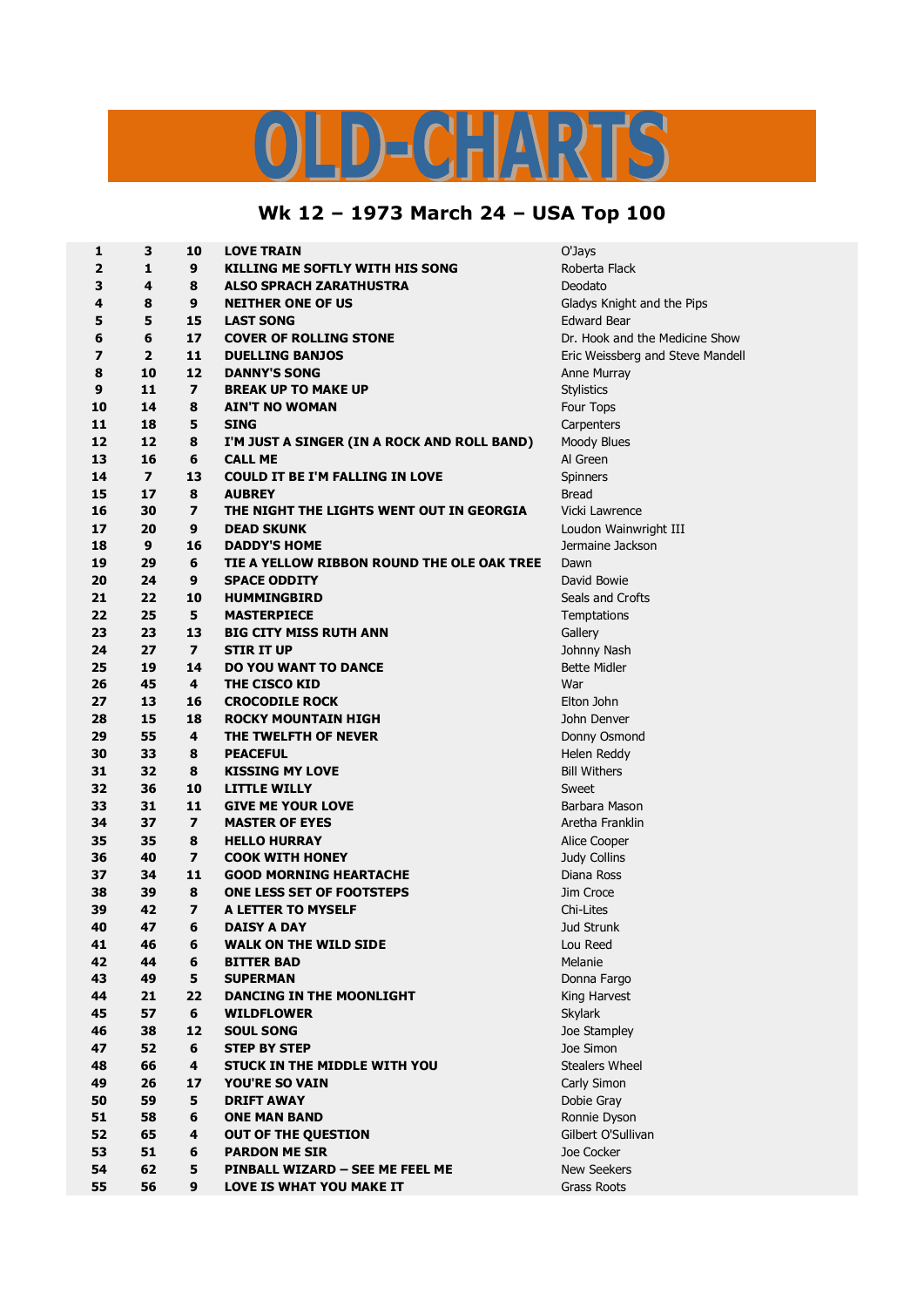# OLD-CHARTS

## Wk 12 – 1973 March 24 – USA Top 100

| | | | | |
|---|---|---|---|---|
| 1 | 3 | 10 | LOVE TRAIN | O'Jays |
| 2 | 1 | 9 | KILLING ME SOFTLY WITH HIS SONG | Roberta Flack |
| 3 | 4 | 8 | ALSO SPRACH ZARATHUSTRA | Deodato |
| 4 | 8 | 9 | NEITHER ONE OF US | Gladys Knight and the Pips |
| 5 | 5 | 15 | LAST SONG | Edward Bear |
| 6 | 6 | 17 | COVER OF ROLLING STONE | Dr. Hook and the Medicine Show |
| 7 | 2 | 11 | DUELLING BANJOS | Eric Weissberg and Steve Mandell |
| 8 | 10 | 12 | DANNY'S SONG | Anne Murray |
| 9 | 11 | 7 | BREAK UP TO MAKE UP | Stylistics |
| 10 | 14 | 8 | AIN'T NO WOMAN | Four Tops |
| 11 | 18 | 5 | SING | Carpenters |
| 12 | 12 | 8 | I'M JUST A SINGER (IN A ROCK AND ROLL BAND) | Moody Blues |
| 13 | 16 | 6 | CALL ME | Al Green |
| 14 | 7 | 13 | COULD IT BE I'M FALLING IN LOVE | Spinners |
| 15 | 17 | 8 | AUBREY | Bread |
| 16 | 30 | 7 | THE NIGHT THE LIGHTS WENT OUT IN GEORGIA | Vicki Lawrence |
| 17 | 20 | 9 | DEAD SKUNK | Loudon Wainwright III |
| 18 | 9 | 16 | DADDY'S HOME | Jermaine Jackson |
| 19 | 29 | 6 | TIE A YELLOW RIBBON ROUND THE OLE OAK TREE | Dawn |
| 20 | 24 | 9 | SPACE ODDITY | David Bowie |
| 21 | 22 | 10 | HUMMINGBIRD | Seals and Crofts |
| 22 | 25 | 5 | MASTERPIECE | Temptations |
| 23 | 23 | 13 | BIG CITY MISS RUTH ANN | Gallery |
| 24 | 27 | 7 | STIR IT UP | Johnny Nash |
| 25 | 19 | 14 | DO YOU WANT TO DANCE | Bette Midler |
| 26 | 45 | 4 | THE CISCO KID | War |
| 27 | 13 | 16 | CROCODILE ROCK | Elton John |
| 28 | 15 | 18 | ROCKY MOUNTAIN HIGH | John Denver |
| 29 | 55 | 4 | THE TWELFTH OF NEVER | Donny Osmond |
| 30 | 33 | 8 | PEACEFUL | Helen Reddy |
| 31 | 32 | 8 | KISSING MY LOVE | Bill Withers |
| 32 | 36 | 10 | LITTLE WILLY | Sweet |
| 33 | 31 | 11 | GIVE ME YOUR LOVE | Barbara Mason |
| 34 | 37 | 7 | MASTER OF EYES | Aretha Franklin |
| 35 | 35 | 8 | HELLO HURRAY | Alice Cooper |
| 36 | 40 | 7 | COOK WITH HONEY | Judy Collins |
| 37 | 34 | 11 | GOOD MORNING HEARTACHE | Diana Ross |
| 38 | 39 | 8 | ONE LESS SET OF FOOTSTEPS | Jim Croce |
| 39 | 42 | 7 | A LETTER TO MYSELF | Chi-Lites |
| 40 | 47 | 6 | DAISY A DAY | Jud Strunk |
| 41 | 46 | 6 | WALK ON THE WILD SIDE | Lou Reed |
| 42 | 44 | 6 | BITTER BAD | Melanie |
| 43 | 49 | 5 | SUPERMAN | Donna Fargo |
| 44 | 21 | 22 | DANCING IN THE MOONLIGHT | King Harvest |
| 45 | 57 | 6 | WILDFLOWER | Skylark |
| 46 | 38 | 12 | SOUL SONG | Joe Stampley |
| 47 | 52 | 6 | STEP BY STEP | Joe Simon |
| 48 | 66 | 4 | STUCK IN THE MIDDLE WITH YOU | Stealers Wheel |
| 49 | 26 | 17 | YOU'RE SO VAIN | Carly Simon |
| 50 | 59 | 5 | DRIFT AWAY | Dobie Gray |
| 51 | 58 | 6 | ONE MAN BAND | Ronnie Dyson |
| 52 | 65 | 4 | OUT OF THE QUESTION | Gilbert O'Sullivan |
| 53 | 51 | 6 | PARDON ME SIR | Joe Cocker |
| 54 | 62 | 5 | PINBALL WIZARD – SEE ME FEEL ME | New Seekers |
| 55 | 56 | 9 | LOVE IS WHAT YOU MAKE IT | Grass Roots |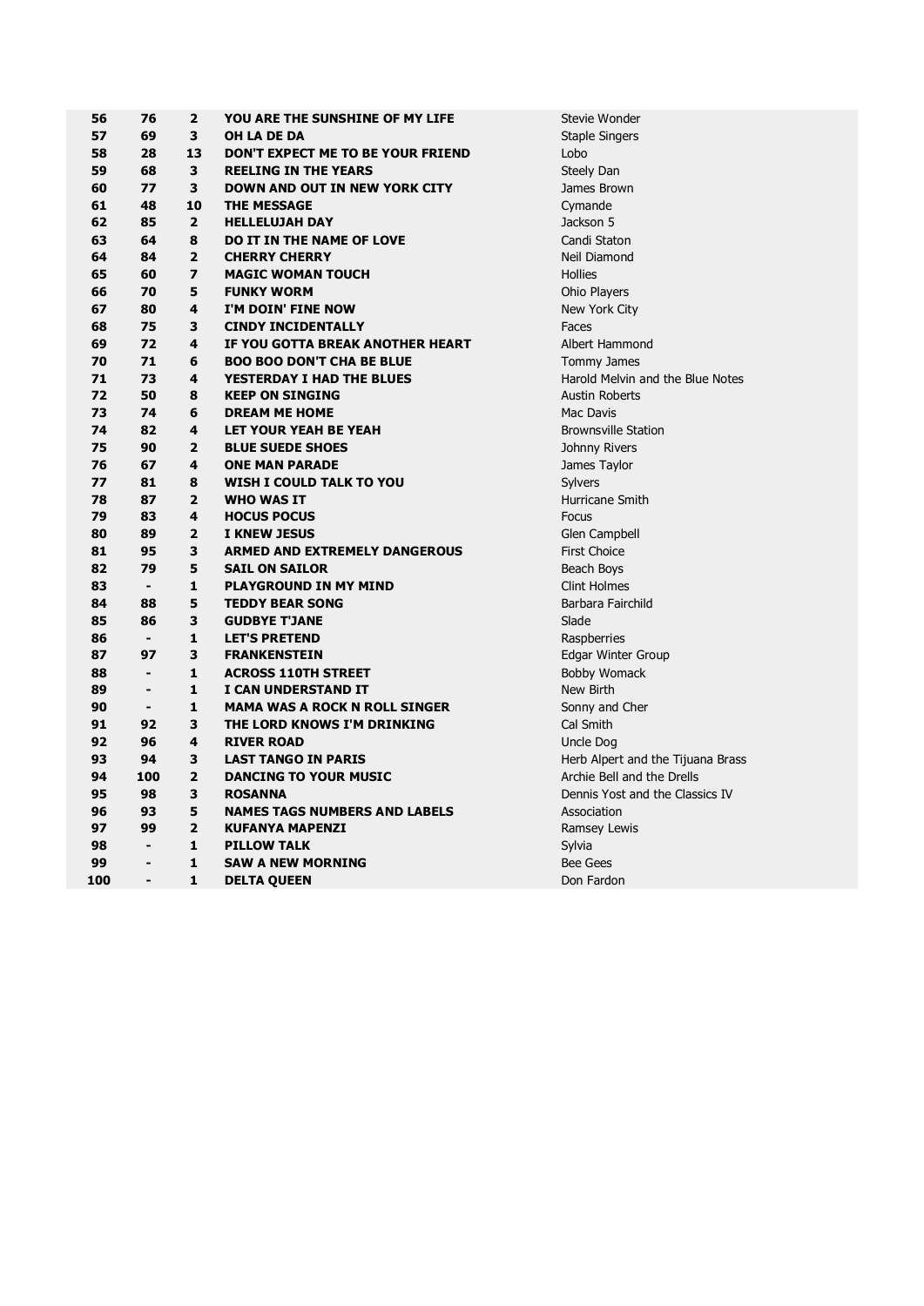| | | | | |
|---|---|---|---|---|
| 56 | 76 | 2 | **YOU ARE THE SUNSHINE OF MY LIFE** | Stevie Wonder |
| 57 | 69 | 3 | **OH LA DE DA** | Staple Singers |
| 58 | 28 | 13 | **DON'T EXPECT ME TO BE YOUR FRIEND** | Lobo |
| 59 | 68 | 3 | **REELING IN THE YEARS** | Steely Dan |
| 60 | 77 | 3 | **DOWN AND OUT IN NEW YORK CITY** | James Brown |
| 61 | 48 | 10 | **THE MESSAGE** | Cymande |
| 62 | 85 | 2 | **HELLELUJAH DAY** | Jackson 5 |
| 63 | 64 | 8 | **DO IT IN THE NAME OF LOVE** | Candi Staton |
| 64 | 84 | 2 | **CHERRY CHERRY** | Neil Diamond |
| 65 | 60 | 7 | **MAGIC WOMAN TOUCH** | Hollies |
| 66 | 70 | 5 | **FUNKY WORM** | Ohio Players |
| 67 | 80 | 4 | **I'M DOIN' FINE NOW** | New York City |
| 68 | 75 | 3 | **CINDY INCIDENTALLY** | Faces |
| 69 | 72 | 4 | **IF YOU GOTTA BREAK ANOTHER HEART** | Albert Hammond |
| 70 | 71 | 6 | **BOO BOO DON'T CHA BE BLUE** | Tommy James |
| 71 | 73 | 4 | **YESTERDAY I HAD THE BLUES** | Harold Melvin and the Blue Notes |
| 72 | 50 | 8 | **KEEP ON SINGING** | Austin Roberts |
| 73 | 74 | 6 | **DREAM ME HOME** | Mac Davis |
| 74 | 82 | 4 | **LET YOUR YEAH BE YEAH** | Brownsville Station |
| 75 | 90 | 2 | **BLUE SUEDE SHOES** | Johnny Rivers |
| 76 | 67 | 4 | **ONE MAN PARADE** | James Taylor |
| 77 | 81 | 8 | **WISH I COULD TALK TO YOU** | Sylvers |
| 78 | 87 | 2 | **WHO WAS IT** | Hurricane Smith |
| 79 | 83 | 4 | **HOCUS POCUS** | Focus |
| 80 | 89 | 2 | **I KNEW JESUS** | Glen Campbell |
| 81 | 95 | 3 | **ARMED AND EXTREMELY DANGEROUS** | First Choice |
| 82 | 79 | 5 | **SAIL ON SAILOR** | Beach Boys |
| 83 | - | 1 | **PLAYGROUND IN MY MIND** | Clint Holmes |
| 84 | 88 | 5 | **TEDDY BEAR SONG** | Barbara Fairchild |
| 85 | 86 | 3 | **GUDBYE T'JANE** | Slade |
| 86 | - | 1 | **LET'S PRETEND** | Raspberries |
| 87 | 97 | 3 | **FRANKENSTEIN** | Edgar Winter Group |
| 88 | - | 1 | **ACROSS 110TH STREET** | Bobby Womack |
| 89 | - | 1 | **I CAN UNDERSTAND IT** | New Birth |
| 90 | - | 1 | **MAMA WAS A ROCK N ROLL SINGER** | Sonny and Cher |
| 91 | 92 | 3 | **THE LORD KNOWS I'M DRINKING** | Cal Smith |
| 92 | 96 | 4 | **RIVER ROAD** | Uncle Dog |
| 93 | 94 | 3 | **LAST TANGO IN PARIS** | Herb Alpert and the Tijuana Brass |
| 94 | 100 | 2 | **DANCING TO YOUR MUSIC** | Archie Bell and the Drells |
| 95 | 98 | 3 | **ROSANNA** | Dennis Yost and the Classics IV |
| 96 | 93 | 5 | **NAMES TAGS NUMBERS AND LABELS** | Association |
| 97 | 99 | 2 | **KUFANYA MAPENZI** | Ramsey Lewis |
| 98 | - | 1 | **PILLOW TALK** | Sylvia |
| 99 | - | 1 | **SAW A NEW MORNING** | Bee Gees |
| 100 | - | 1 | **DELTA QUEEN** | Don Fardon |